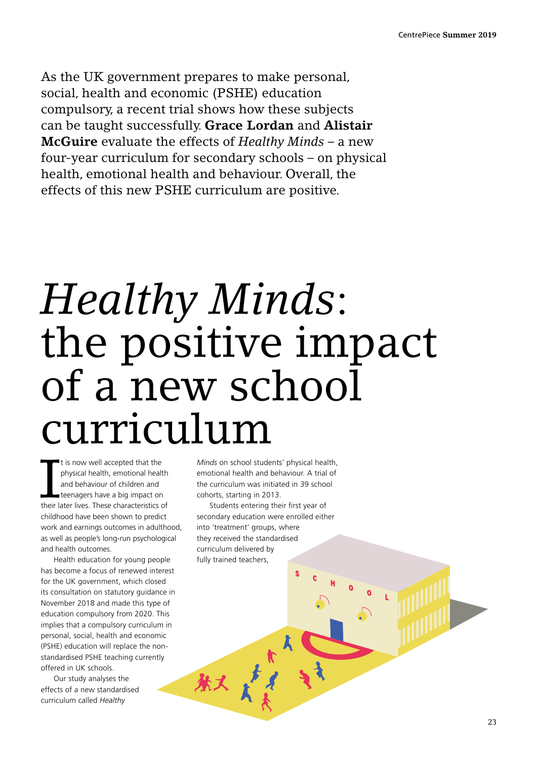As the UK government prepares to make personal, social, health and economic (PSHE) education compulsory, a recent trial shows how these subjects can be taught successfully. **Grace Lordan** and **Alistair McGuire** evaluate the effects of *Healthy Minds* – a new four-year curriculum for secondary schools – on physical health, emotional health and behaviour. Overall, the effects of this new PSHE curriculum are positive.

# *Healthy Minds*: the positive impact of a new school curriculum

It is now well accepted that the physical health, emotional health and behaviour of children and teenagers have a big impact on their later lives. These characteristics of childhood have been shown to predict work and earnings outcomes in adulthood, as well as people's long-run psychological and health outcomes.

Health education for young people has become a focus of renewed interest for the UK government, which closed its consultation on statutory guidance in November 2018 and made this type of education compulsory from 2020. This implies that a compulsory curriculum in personal, social, health and economic (PSHE) education will replace the non-standardised PSHE teaching currently offered in UK schools.

Our study analyses the effects of a new standardised curriculum called *Healthy Minds* on school students' physical health, emotional health and behaviour. A trial of the curriculum was initiated in 39 school cohorts, starting in 2013.

Students entering their first year of secondary education were enrolled either into 'treatment' groups, where they received the standardised curriculum delivered by fully trained teachers,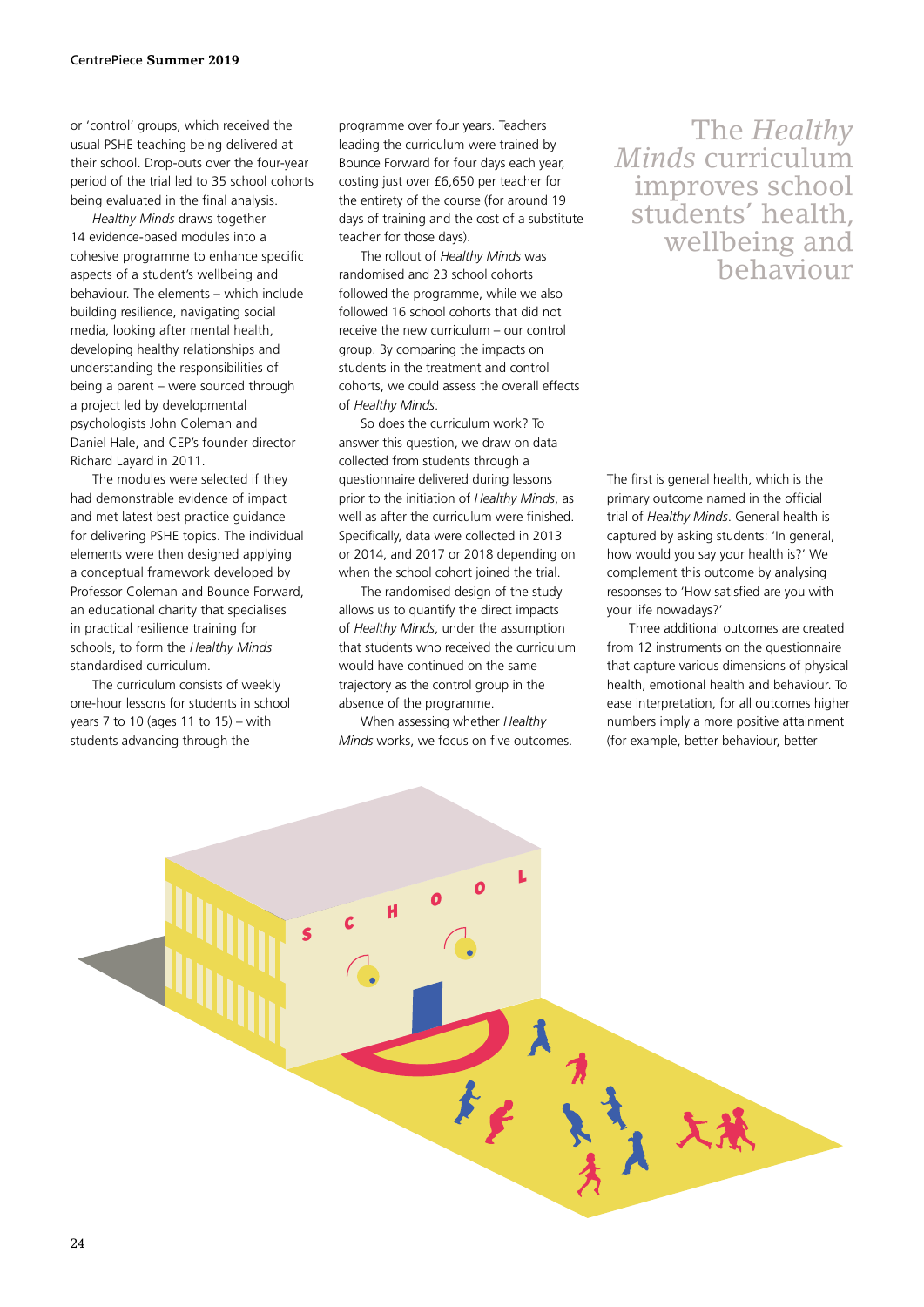or 'control' groups, which received the usual PSHE teaching being delivered at their school. Drop-outs over the four-year period of the trial led to 35 school cohorts being evaluated in the final analysis.

*Healthy Minds* draws together 14 evidence-based modules into a cohesive programme to enhance specific aspects of a student's wellbeing and behaviour. The elements – which include building resilience, navigating social media, looking after mental health, developing healthy relationships and understanding the responsibilities of being a parent – were sourced through a project led by developmental psychologists John Coleman and Daniel Hale, and CEP's founder director Richard Layard in 2011.

The modules were selected if they had demonstrable evidence of impact and met latest best practice guidance for delivering PSHE topics. The individual elements were then designed applying a conceptual framework developed by Professor Coleman and Bounce Forward, an educational charity that specialises in practical resilience training for schools, to form the *Healthy Minds* standardised curriculum.

The curriculum consists of weekly one-hour lessons for students in school years 7 to 10 (ages 11 to 15) – with students advancing through the programme over four years. Teachers leading the curriculum were trained by Bounce Forward for four days each year, costing just over £6,650 per teacher for the entirety of the course (for around 19 days of training and the cost of a substitute teacher for those days).

The rollout of *Healthy Minds* was randomised and 23 school cohorts followed the programme, while we also followed 16 school cohorts that did not receive the new curriculum – our control group. By comparing the impacts on students in the treatment and control cohorts, we could assess the overall effects of *Healthy Minds*.

So does the curriculum work? To answer this question, we draw on data collected from students through a questionnaire delivered during lessons prior to the initiation of *Healthy Minds*, as well as after the curriculum were finished. Specifically, data were collected in 2013 or 2014, and 2017 or 2018 depending on when the school cohort joined the trial.

The randomised design of the study allows us to quantify the direct impacts of *Healthy Minds*, under the assumption that students who received the curriculum would have continued on the same trajectory as the control group in the absence of the programme.

When assessing whether *Healthy Minds* works, we focus on five outcomes.

> The *Healthy Minds* curriculum improves school students' health, wellbeing and behaviour

The first is general health, which is the primary outcome named in the official trial of *Healthy Minds*. General health is captured by asking students: 'In general, how would you say your health is?' We complement this outcome by analysing responses to 'How satisfied are you with your life nowadays?'

Three additional outcomes are created from 12 instruments on the questionnaire that capture various dimensions of physical health, emotional health and behaviour. To ease interpretation, for all outcomes higher numbers imply a more positive attainment (for example, better behaviour, better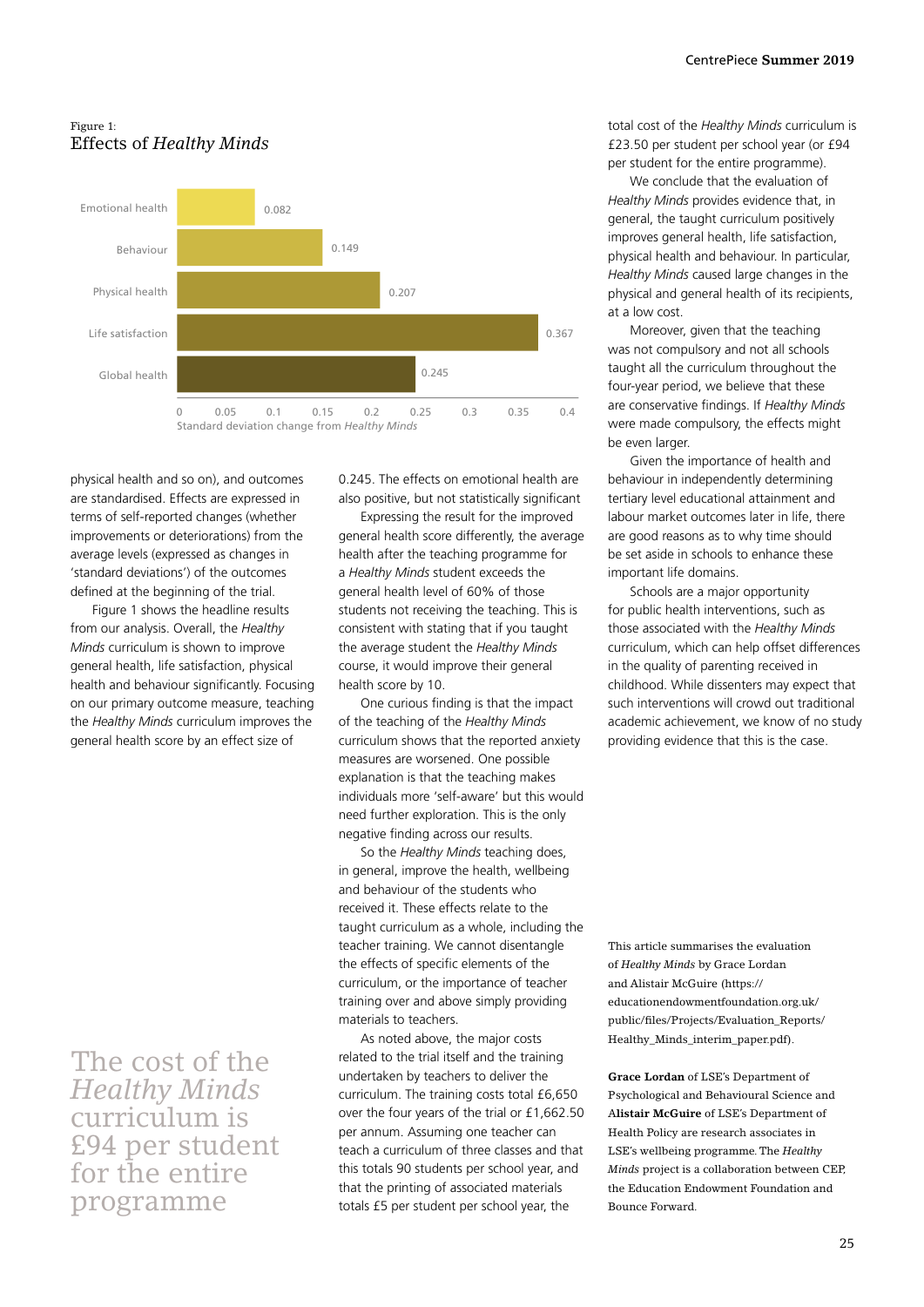Figure 1:
Effects of *Healthy Minds*

Emotional health
0.082
Behaviour
0.149
Physical health
0.207
Life satisfaction
0.367
Global health
0.245

0 0.05 0.1 0.15 0.2 0.25 0.3 0.35 0.4

Standard deviation change from *Healthy Minds*

physical health and so on), and outcomes are standardised. Effects are expressed in terms of self-reported changes (whether improvements or deteriorations) from the average levels (expressed as changes in 'standard deviations') of the outcomes defined at the beginning of the trial.

Figure 1 shows the headline results from our analysis. Overall, the *Healthy Minds* curriculum is shown to improve general health, life satisfaction, physical health and behaviour significantly. Focusing on our primary outcome measure, teaching the *Healthy Minds* curriculum improves the general health score by an effect size of 0.245. The effects on emotional health are also positive, but not statistically significant

Expressing the result for the improved general health score differently, the average health after the teaching programme for a *Healthy Minds* student exceeds the general health level of 60% of those students not receiving the teaching. This is consistent with stating that if you taught the average student the *Healthy Minds* course, it would improve their general health score by 10.

One curious finding is that the impact of the teaching of the *Healthy Minds* curriculum shows that the reported anxiety measures are worsened. One possible explanation is that the teaching makes individuals more 'self-aware' but this would need further exploration. This is the only negative finding across our results.

So the *Healthy Minds* teaching does, in general, improve the health, wellbeing and behaviour of the students who received it. These effects relate to the taught curriculum as a whole, including the teacher training. We cannot disentangle the effects of specific elements of the curriculum, or the importance of teacher training over and above simply providing materials to teachers.

As noted above, the major costs related to the trial itself and the training undertaken by teachers to deliver the curriculum. The training costs total £6,650 over the four years of the trial or £1,662.50 per annum. Assuming one teacher can teach a curriculum of three classes and that this totals 90 students per school year, and that the printing of associated materials totals £5 per student per school year, the total cost of the *Healthy Minds* curriculum is £23.50 per student per school year (or £94 per student for the entire programme).

We conclude that the evaluation of *Healthy Minds* provides evidence that, in general, the taught curriculum positively improves general health, life satisfaction, physical health and behaviour. In particular, *Healthy Minds* caused large changes in the physical and general health of its recipients, at a low cost.

Moreover, given that the teaching was not compulsory and not all schools taught all the curriculum throughout the four-year period, we believe that these are conservative findings. If *Healthy Minds* were made compulsory, the effects might be even larger.

Given the importance of health and behaviour in independently determining tertiary level educational attainment and labour market outcomes later in life, there are good reasons as to why time should be set aside in schools to enhance these important life domains.

Schools are a major opportunity for public health interventions, such as those associated with the *Healthy Minds* curriculum, which can help offset differences in the quality of parenting received in childhood. While dissenters may expect that such interventions will crowd out traditional academic achievement, we know of no study providing evidence that this is the case.

> The cost of the *Healthy Minds* curriculum is £94 per student for the entire programme

This article summarises the evaluation of *Healthy Minds* by Grace Lordan and Alistair McGuire (https://educationendowmentfoundation.org.uk/public/files/Projects/Evaluation_Reports/Healthy_Minds_interim_paper.pdf).

**Grace Lordan** of LSE's Department of Psychological and Behavioural Science and **Alistair McGuire** of LSE's Department of Health Policy are research associates in LSE's wellbeing programme. The *Healthy Minds* project is a collaboration between CEP, the Education Endowment Foundation and Bounce Forward.